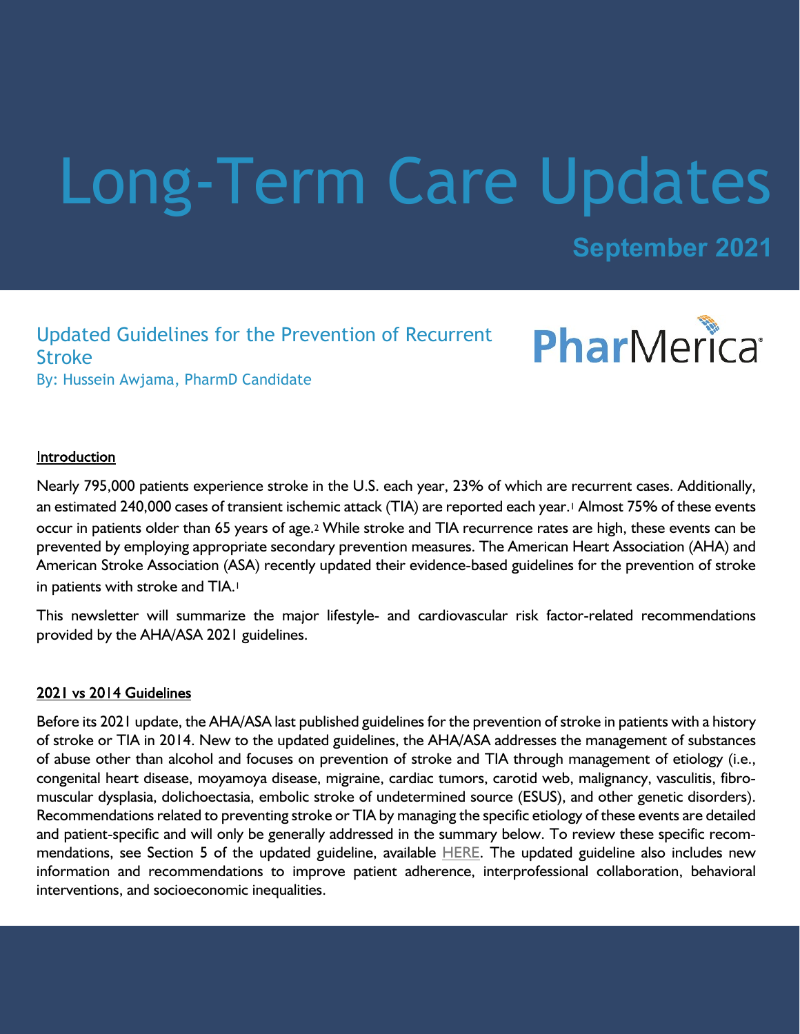# Long-Term Care Updates

**September 2021**

## Updated Guidelines for the Prevention of Recurrent Stroke

By: Hussein Awjama, PharmD Candidate

PharMerica

### Introduction

Nearly 795,000 patients experience stroke in the U.S. each year, 23% of which are recurrent cases. Additionally, an estimated 240,000 cases of transient ischemic attack (TIA) are reported each year.[1] Almost 75% of these events occur in patients older than 65 years of age.[2] While stroke and TIA recurrence rates are high, these events can be prevented by employing appropriate secondary prevention measures. The American Heart Association (AHA) and American Stroke Association (ASA) recently updated their evidence-based guidelines for the prevention of stroke in patients with stroke and TIA.[1]

This newsletter will summarize the major lifestyle- and cardiovascular risk factor-related recommendations provided by the AHA/ASA 2021 guidelines.

### 2021 vs 2014 Guidelines

Before its 2021 update, the AHA/ASA last published guidelines for the prevention of stroke in patients with a history of stroke or TIA in 2014. New to the updated guidelines, the AHA/ASA addresses the management of substances of abuse other than alcohol and focuses on prevention of stroke and TIA through management of etiology (i.e., congenital heart disease, moyamoya disease, migraine, cardiac tumors, carotid web, malignancy, vasculitis, fibromuscular dysplasia, dolichoectasia, embolic stroke of undetermined source (ESUS), and other genetic disorders). Recommendations related to preventing stroke or TIA by managing the specific etiology of these events are detailed and patient-specific and will only be generally addressed in the summary below. To review these specific recommendations, see Section 5 of the updated guideline, available HERE. The updated guideline also includes new information and recommendations to improve patient adherence, interprofessional collaboration, behavioral interventions, and socioeconomic inequalities.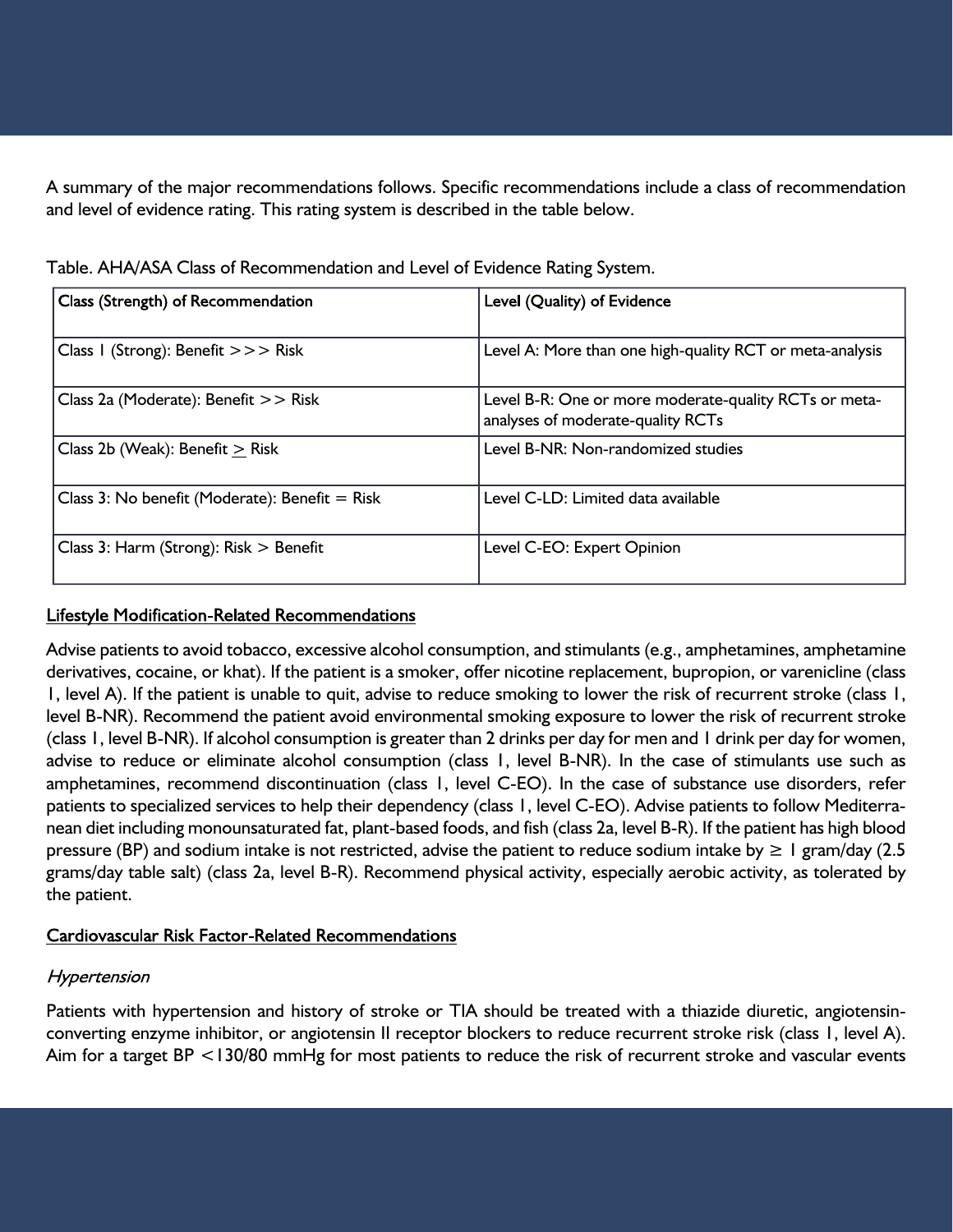A summary of the major recommendations follows. Specific recommendations include a class of recommendation and level of evidence rating. This rating system is described in the table below.

Table. AHA/ASA Class of Recommendation and Level of Evidence Rating System.

| Class (Strength) of Recommendation | Level (Quality) of Evidence |
|---|---|
| Class 1 (Strong): Benefit >>> Risk | Level A: More than one high-quality RCT or meta-analysis |
| Class 2a (Moderate): Benefit >> Risk | Level B-R: One or more moderate-quality RCTs or meta-analyses of moderate-quality RCTs |
| Class 2b (Weak): Benefit ≥ Risk | Level B-NR: Non-randomized studies |
| Class 3: No benefit (Moderate): Benefit = Risk | Level C-LD: Limited data available |
| Class 3: Harm (Strong): Risk > Benefit | Level C-EO: Expert Opinion |

## Lifestyle Modification-Related Recommendations

Advise patients to avoid tobacco, excessive alcohol consumption, and stimulants (e.g., amphetamines, amphetamine derivatives, cocaine, or khat). If the patient is a smoker, offer nicotine replacement, bupropion, or varenicline (class 1, level A). If the patient is unable to quit, advise to reduce smoking to lower the risk of recurrent stroke (class 1, level B-NR). Recommend the patient avoid environmental smoking exposure to lower the risk of recurrent stroke (class 1, level B-NR). If alcohol consumption is greater than 2 drinks per day for men and 1 drink per day for women, advise to reduce or eliminate alcohol consumption (class 1, level B-NR). In the case of stimulants use such as amphetamines, recommend discontinuation (class 1, level C-EO). In the case of substance use disorders, refer patients to specialized services to help their dependency (class 1, level C-EO). Advise patients to follow Mediterranean diet including monounsaturated fat, plant-based foods, and fish (class 2a, level B-R). If the patient has high blood pressure (BP) and sodium intake is not restricted, advise the patient to reduce sodium intake by ≥ 1 gram/day (2.5 grams/day table salt) (class 2a, level B-R). Recommend physical activity, especially aerobic activity, as tolerated by the patient.

## Cardiovascular Risk Factor-Related Recommendations

### *Hypertension*

Patients with hypertension and history of stroke or TIA should be treated with a thiazide diuretic, angiotensin-converting enzyme inhibitor, or angiotensin II receptor blockers to reduce recurrent stroke risk (class 1, level A). Aim for a target BP <130/80 mmHg for most patients to reduce the risk of recurrent stroke and vascular events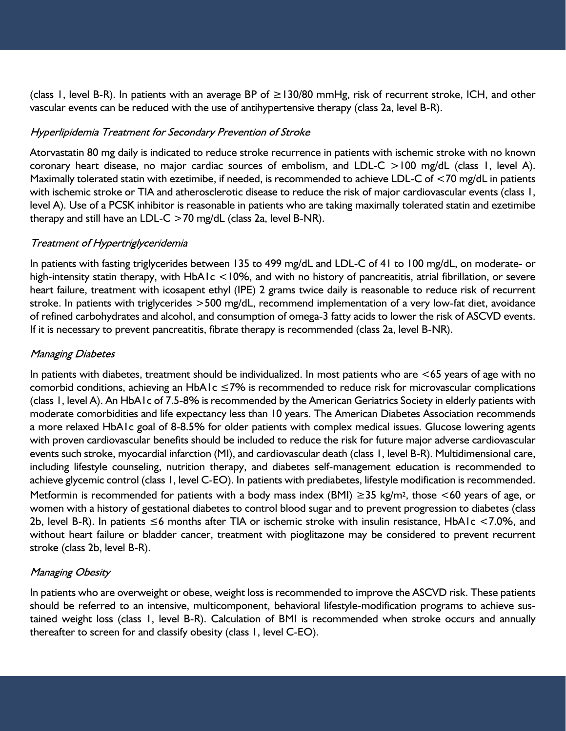(class 1, level B-R). In patients with an average BP of ≥130/80 mmHg, risk of recurrent stroke, ICH, and other vascular events can be reduced with the use of antihypertensive therapy (class 2a, level B-R).

### *Hyperlipidemia Treatment for Secondary Prevention of Stroke*

Atorvastatin 80 mg daily is indicated to reduce stroke recurrence in patients with ischemic stroke with no known coronary heart disease, no major cardiac sources of embolism, and LDL-C >100 mg/dL (class 1, level A). Maximally tolerated statin with ezetimibe, if needed, is recommended to achieve LDL-C of <70 mg/dL in patients with ischemic stroke or TIA and atherosclerotic disease to reduce the risk of major cardiovascular events (class 1, level A). Use of a PCSK inhibitor is reasonable in patients who are taking maximally tolerated statin and ezetimibe therapy and still have an LDL-C >70 mg/dL (class 2a, level B-NR).

### *Treatment of Hypertriglyceridemia*

In patients with fasting triglycerides between 135 to 499 mg/dL and LDL-C of 41 to 100 mg/dL, on moderate- or high-intensity statin therapy, with HbA1c <10%, and with no history of pancreatitis, atrial fibrillation, or severe heart failure, treatment with icosapent ethyl (IPE) 2 grams twice daily is reasonable to reduce risk of recurrent stroke. In patients with triglycerides >500 mg/dL, recommend implementation of a very low-fat diet, avoidance of refined carbohydrates and alcohol, and consumption of omega-3 fatty acids to lower the risk of ASCVD events. If it is necessary to prevent pancreatitis, fibrate therapy is recommended (class 2a, level B-NR).

### *Managing Diabetes*

In patients with diabetes, treatment should be individualized. In most patients who are <65 years of age with no comorbid conditions, achieving an HbA1c ≤7% is recommended to reduce risk for microvascular complications (class 1, level A). An HbA1c of 7.5-8% is recommended by the American Geriatrics Society in elderly patients with moderate comorbidities and life expectancy less than 10 years. The American Diabetes Association recommends a more relaxed HbA1c goal of 8-8.5% for older patients with complex medical issues. Glucose lowering agents with proven cardiovascular benefits should be included to reduce the risk for future major adverse cardiovascular events such stroke, myocardial infarction (MI), and cardiovascular death (class 1, level B-R). Multidimensional care, including lifestyle counseling, nutrition therapy, and diabetes self-management education is recommended to achieve glycemic control (class 1, level C-EO). In patients with prediabetes, lifestyle modification is recommended. Metformin is recommended for patients with a body mass index (BMI) ≥35 kg/m$^2$, those <60 years of age, or women with a history of gestational diabetes to control blood sugar and to prevent progression to diabetes (class 2b, level B-R). In patients ≤6 months after TIA or ischemic stroke with insulin resistance, HbA1c <7.0%, and without heart failure or bladder cancer, treatment with pioglitazone may be considered to prevent recurrent stroke (class 2b, level B-R).

### *Managing Obesity*

In patients who are overweight or obese, weight loss is recommended to improve the ASCVD risk. These patients should be referred to an intensive, multicomponent, behavioral lifestyle-modification programs to achieve sustained weight loss (class 1, level B-R). Calculation of BMI is recommended when stroke occurs and annually thereafter to screen for and classify obesity (class 1, level C-EO).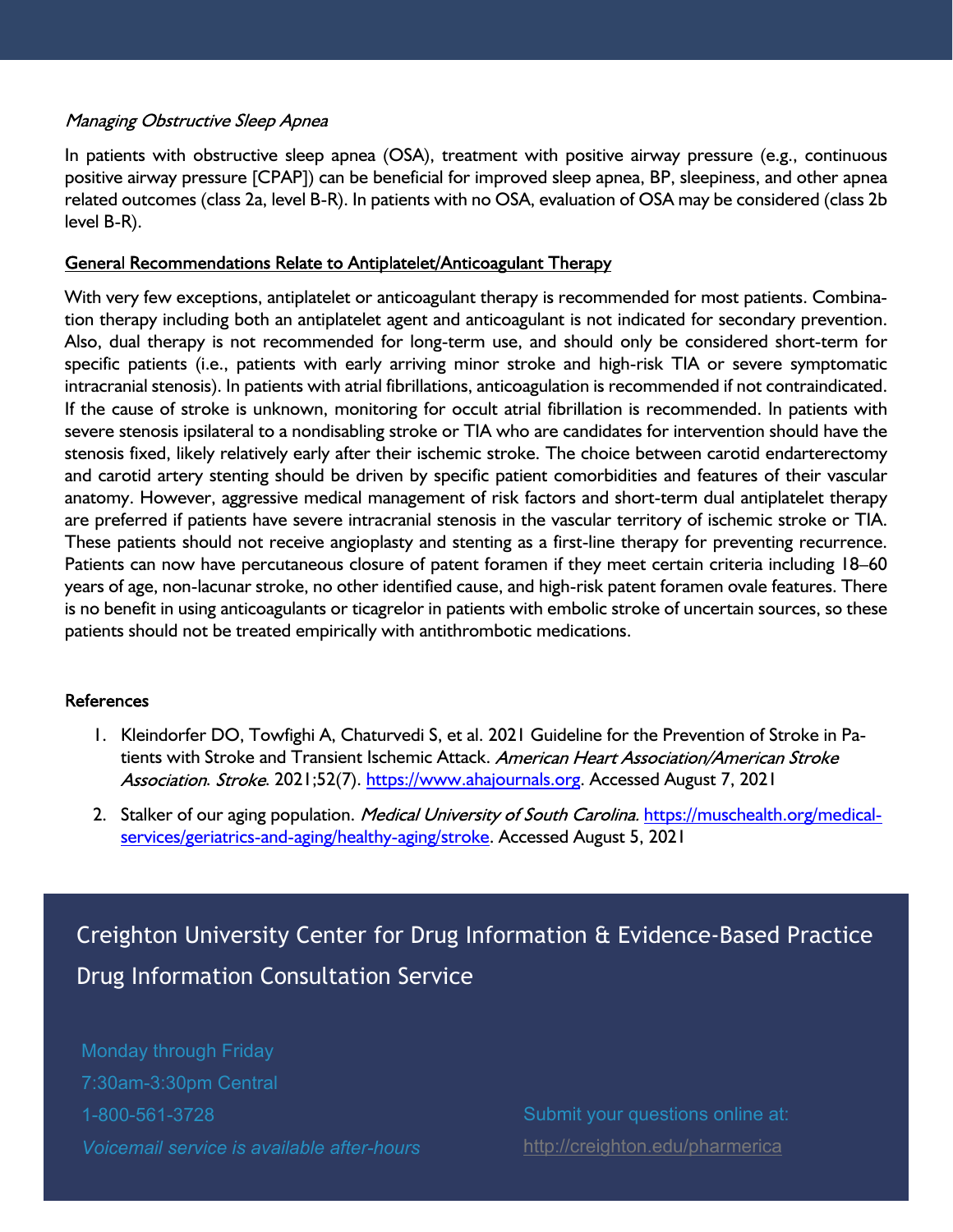*Managing Obstructive Sleep Apnea*

In patients with obstructive sleep apnea (OSA), treatment with positive airway pressure (e.g., continuous positive airway pressure [CPAP]) can be beneficial for improved sleep apnea, BP, sleepiness, and other apnea related outcomes (class 2a, level B-R). In patients with no OSA, evaluation of OSA may be considered (class 2b level B-R).

## General Recommendations Relate to Antiplatelet/Anticoagulant Therapy

With very few exceptions, antiplatelet or anticoagulant therapy is recommended for most patients. Combination therapy including both an antiplatelet agent and anticoagulant is not indicated for secondary prevention. Also, dual therapy is not recommended for long-term use, and should only be considered short-term for specific patients (i.e., patients with early arriving minor stroke and high-risk TIA or severe symptomatic intracranial stenosis). In patients with atrial fibrillations, anticoagulation is recommended if not contraindicated. If the cause of stroke is unknown, monitoring for occult atrial fibrillation is recommended. In patients with severe stenosis ipsilateral to a nondisabling stroke or TIA who are candidates for intervention should have the stenosis fixed, likely relatively early after their ischemic stroke. The choice between carotid endarterectomy and carotid artery stenting should be driven by specific patient comorbidities and features of their vascular anatomy. However, aggressive medical management of risk factors and short-term dual antiplatelet therapy are preferred if patients have severe intracranial stenosis in the vascular territory of ischemic stroke or TIA. These patients should not receive angioplasty and stenting as a first-line therapy for preventing recurrence. Patients can now have percutaneous closure of patent foramen if they meet certain criteria including 18–60 years of age, non-lacunar stroke, no other identified cause, and high-risk patent foramen ovale features. There is no benefit in using anticoagulants or ticagrelor in patients with embolic stroke of uncertain sources, so these patients should not be treated empirically with antithrombotic medications.

## References

1. Kleindorfer DO, Towfighi A, Chaturvedi S, et al. 2021 Guideline for the Prevention of Stroke in Patients with Stroke and Transient Ischemic Attack. *American Heart Association/American Stroke Association. Stroke*. 2021;52(7). https://www.ahajournals.org. Accessed August 7, 2021
2. Stalker of our aging population. *Medical University of South Carolina.* https://muschealth.org/medical-services/geriatrics-and-aging/healthy-aging/stroke. Accessed August 5, 2021

Creighton University Center for Drug Information & Evidence-Based Practice

Drug Information Consultation Service

Monday through Friday

7:30am-3:30pm Central

1-800-561-3728

*Voicemail service is available after-hours*

Submit your questions online at:

http://creighton.edu/pharmerica